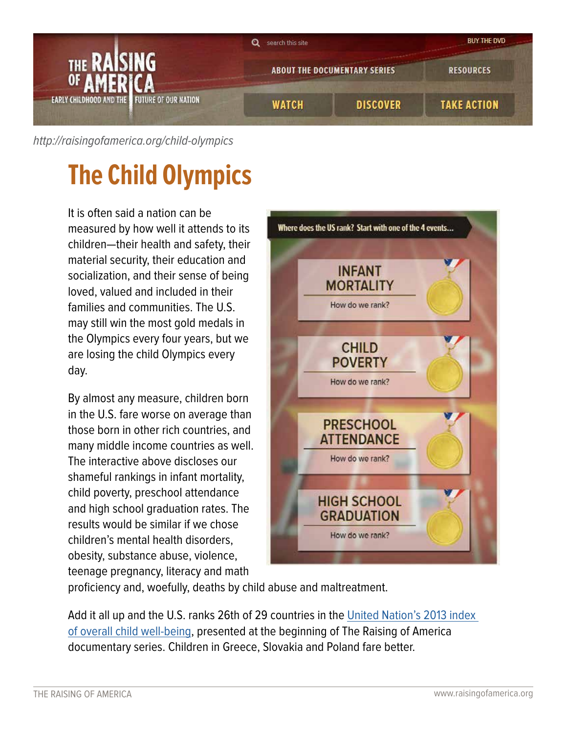http://raisingofamerica.org/child-olympics

# The Child Olympics

It is often said a nation can be measured by how well it attends to its children—their health and safety, their material security, their education and socialization, and their sense of being loved, valued and included in their families and communities. The U.S. may still win the most gold medals in the Olympics every four years, but we are losing the child Olympics every day.

Where does the US rank? Start with one of the 4 events...

INFANT MORTALITY
How do we rank?

CHILD POVERTY
How do we rank?

PRESCHOOL ATTENDANCE
How do we rank?

HIGH SCHOOL GRADUATION
How do we rank?

By almost any measure, children born in the U.S. fare worse on average than those born in other rich countries, and many middle income countries as well. The interactive above discloses our shameful rankings in infant mortality, child poverty, preschool attendance and high school graduation rates. The results would be similar if we chose children's mental health disorders, obesity, substance abuse, violence, teenage pregnancy, literacy and math proficiency and, woefully, deaths by child abuse and maltreatment.

Add it all up and the U.S. ranks 26th of 29 countries in the United Nation's 2013 index of overall child well-being, presented at the beginning of The Raising of America documentary series. Children in Greece, Slovakia and Poland fare better.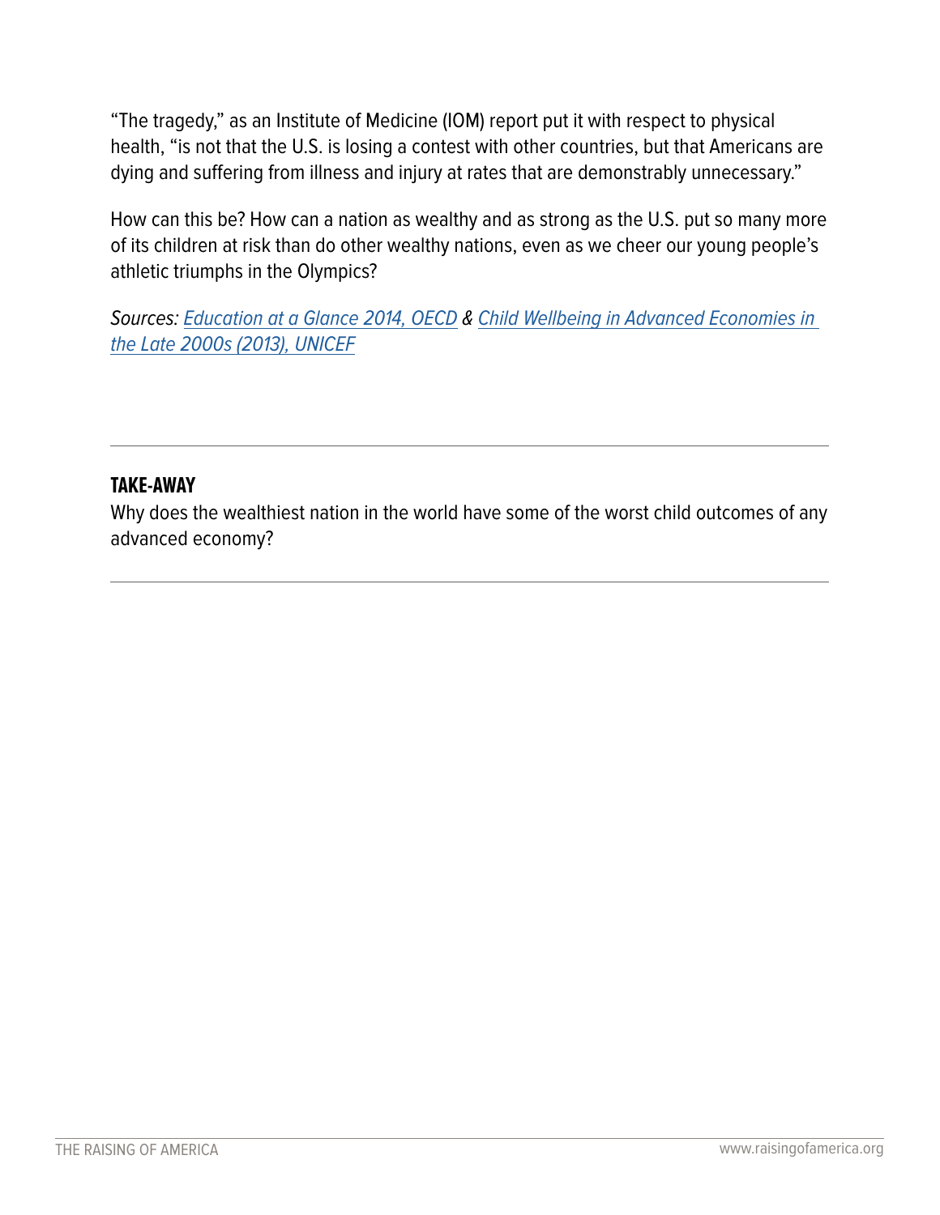"The tragedy," as an Institute of Medicine (IOM) report put it with respect to physical health, "is not that the U.S. is losing a contest with other countries, but that Americans are dying and suffering from illness and injury at rates that are demonstrably unnecessary."

How can this be? How can a nation as wealthy and as strong as the U.S. put so many more of its children at risk than do other wealthy nations, even as we cheer our young people's athletic triumphs in the Olympics?

*Sources: Education at a Glance 2014, OECD & Child Wellbeing in Advanced Economies in the Late 2000s (2013), UNICEF*

---

**TAKE-AWAY**

Why does the wealthiest nation in the world have some of the worst child outcomes of any advanced economy?

---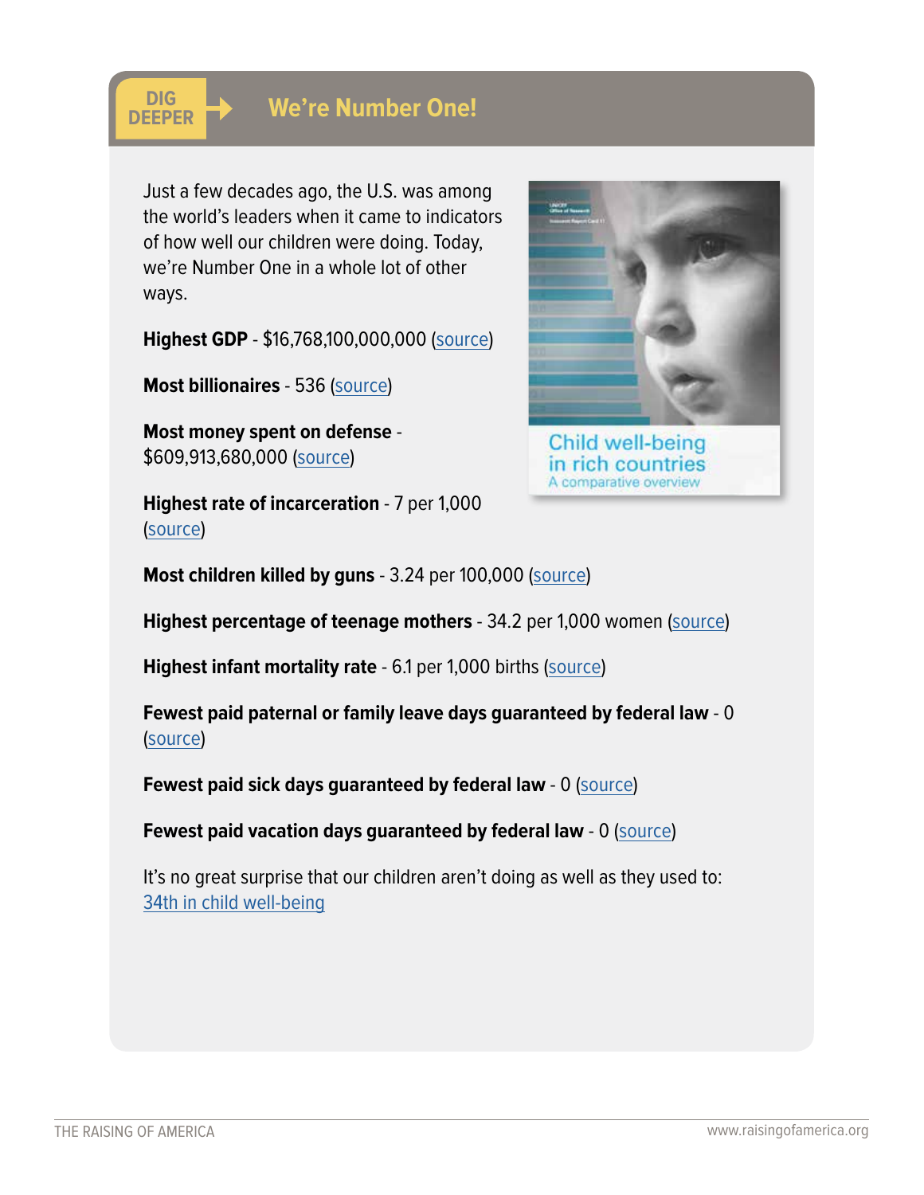DIG DEEPER

## We're Number One!

Just a few decades ago, the U.S. was among the world's leaders when it came to indicators of how well our children were doing. Today, we're Number One in a whole lot of other ways.

**Highest GDP** - $16,768,100,000,000 (source)

**Most billionaires** - 536 (source)

**Most money spent on defense** - $609,913,680,000 (source)

**Highest rate of incarceration** - 7 per 1,000 (source)

**Most children killed by guns** - 3.24 per 100,000 (source)

**Highest percentage of teenage mothers** - 34.2 per 1,000 women (source)

**Highest infant mortality rate** - 6.1 per 1,000 births (source)

**Fewest paid paternal or family leave days guaranteed by federal law** - 0 (source)

**Fewest paid sick days guaranteed by federal law** - 0 (source)

**Fewest paid vacation days guaranteed by federal law** - 0 (source)

It's no great surprise that our children aren't doing as well as they used to: 34th in child well-being

Child well-being in rich countries

A comparative overview